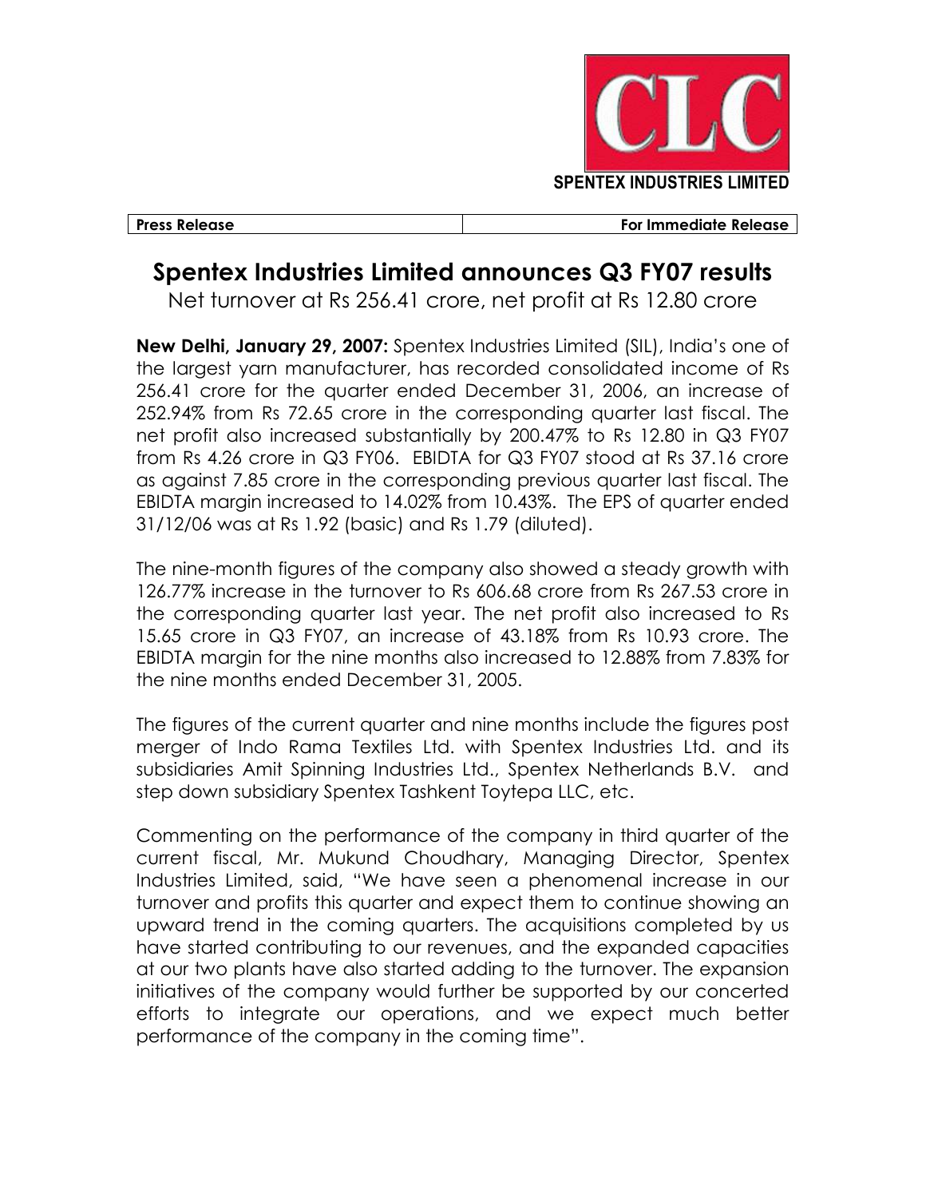CLC

**SPENTEX INDUSTRIES LIMITED**

| **Press Release** | **For Immediate Release** |
| --- | --- |

# Spentex Industries Limited announces Q3 FY07 results

Net turnover at Rs 256.41 crore, net profit at Rs 12.80 crore

**New Delhi, January 29, 2007:** Spentex Industries Limited (SIL), India's one of the largest yarn manufacturer, has recorded consolidated income of Rs 256.41 crore for the quarter ended December 31, 2006, an increase of 252.94% from Rs 72.65 crore in the corresponding quarter last fiscal. The net profit also increased substantially by 200.47% to Rs 12.80 in Q3 FY07 from Rs 4.26 crore in Q3 FY06. EBIDTA for Q3 FY07 stood at Rs 37.16 crore as against 7.85 crore in the corresponding previous quarter last fiscal. The EBIDTA margin increased to 14.02% from 10.43%. The EPS of quarter ended 31/12/06 was at Rs 1.92 (basic) and Rs 1.79 (diluted).

The nine-month figures of the company also showed a steady growth with 126.77% increase in the turnover to Rs 606.68 crore from Rs 267.53 crore in the corresponding quarter last year. The net profit also increased to Rs 15.65 crore in Q3 FY07, an increase of 43.18% from Rs 10.93 crore. The EBIDTA margin for the nine months also increased to 12.88% from 7.83% for the nine months ended December 31, 2005.

The figures of the current quarter and nine months include the figures post merger of Indo Rama Textiles Ltd. with Spentex Industries Ltd. and its subsidiaries Amit Spinning Industries Ltd., Spentex Netherlands B.V. and step down subsidiary Spentex Tashkent Toytepa LLC, etc.

Commenting on the performance of the company in third quarter of the current fiscal, Mr. Mukund Choudhary, Managing Director, Spentex Industries Limited, said, "We have seen a phenomenal increase in our turnover and profits this quarter and expect them to continue showing an upward trend in the coming quarters. The acquisitions completed by us have started contributing to our revenues, and the expanded capacities at our two plants have also started adding to the turnover. The expansion initiatives of the company would further be supported by our concerted efforts to integrate our operations, and we expect much better performance of the company in the coming time".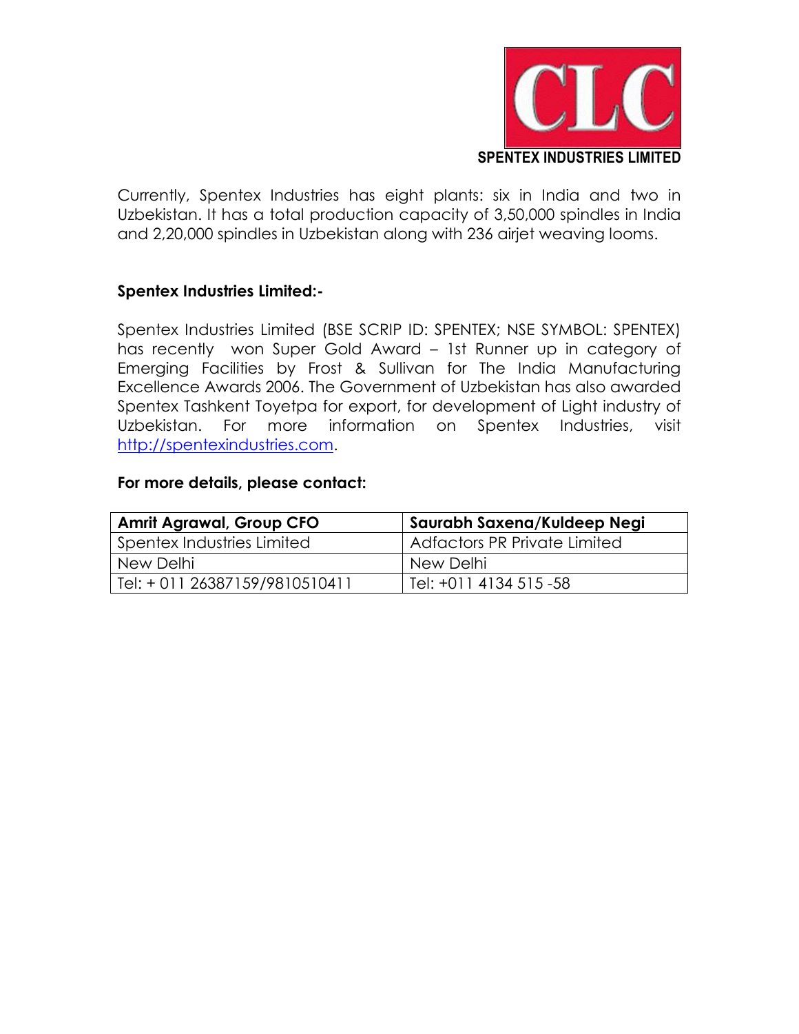**SPENTEX INDUSTRIES LIMITED**

Currently, Spentex Industries has eight plants: six in India and two in Uzbekistan. It has a total production capacity of 3,50,000 spindles in India and 2,20,000 spindles in Uzbekistan along with 236 airjet weaving looms.

**Spentex Industries Limited:-**

Spentex Industries Limited (BSE SCRIP ID: SPENTEX; NSE SYMBOL: SPENTEX) has recently won Super Gold Award – 1st Runner up in category of Emerging Facilities by Frost & Sullivan for The India Manufacturing Excellence Awards 2006. The Government of Uzbekistan has also awarded Spentex Tashkent Toyetpa for export, for development of Light industry of Uzbekistan. For more information on Spentex Industries, visit http://spentexindustries.com.

**For more details, please contact:**

| **Amrit Agrawal, Group CFO** | **Saurabh Saxena/Kuldeep Negi** |
| --- | --- |
| Spentex Industries Limited | Adfactors PR Private Limited |
| New Delhi | New Delhi |
| Tel: + 011 26387159/9810510411 | Tel: +011 4134 515 -58 |